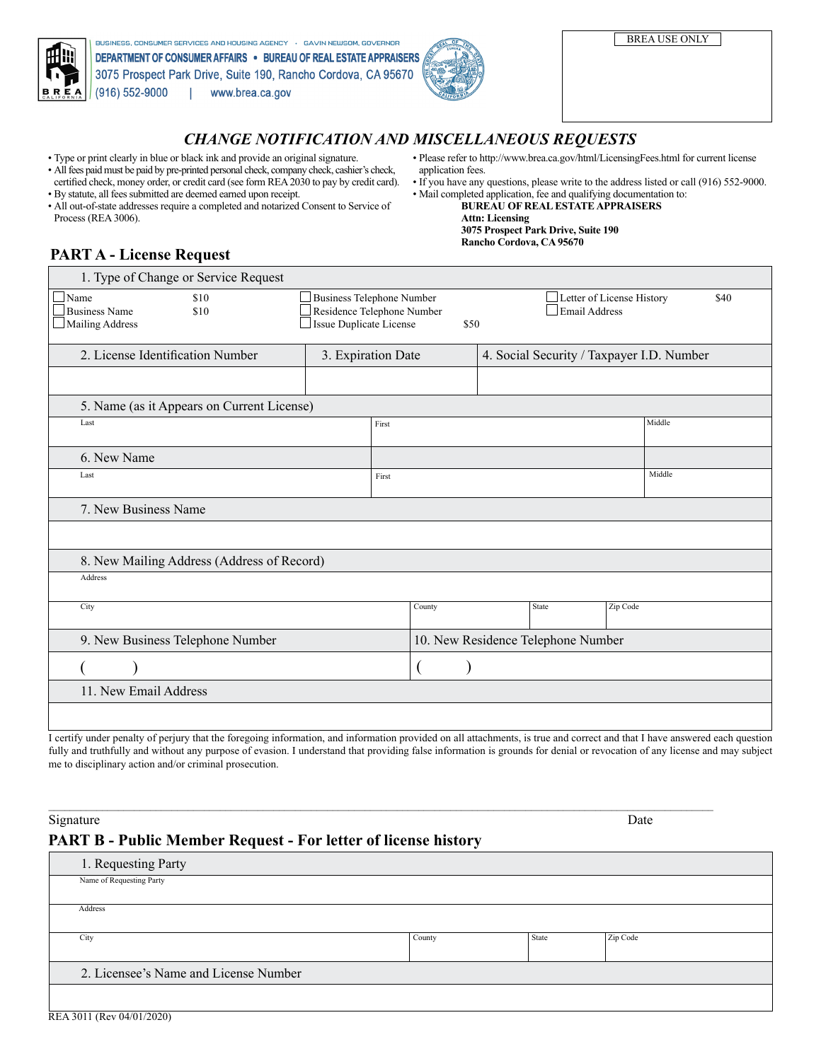BUSINESS, CONSUMER SERVICES AND HOUSING AGENCY • GAVIN NEWSOM, GOVERNOR
**DEPARTMENT OF CONSUMER AFFAIRS • BUREAU OF REAL ESTATE APPRAISERS**
3075 Prospect Park Drive, Suite 190, Rancho Cordova, CA 95670
(916) 552-9000 | www.brea.ca.gov

BREA USE ONLY

# *CHANGE NOTIFICATION AND MISCELLANEOUS REQUESTS*

- Type or print clearly in blue or black ink and provide an original signature.
- All fees paid must be paid by pre-printed personal check, company check, cashier's check, certified check, money order, or credit card (see form REA 2030 to pay by credit card).
- By statute, all fees submitted are deemed earned upon receipt.
- All out-of-state addresses require a completed and notarized Consent to Service of Process (REA 3006).
- Please refer to http://www.brea.ca.gov/html/LicensingFees.html for current license application fees.
- If you have any questions, please write to the address listed or call (916) 552-9000.
- Mail completed application, fee and qualifying documentation to:

  **BUREAU OF REAL ESTATE APPRAISERS**
  **Attn: Licensing**
  **3075 Prospect Park Drive, Suite 190**
  **Rancho Cordova, CA 95670**

## PART A - License Request

**1. Type of Change or Service Request**

| | | | |
|---|---|---|---|
| ☐ Name $10 | ☐ Business Telephone Number | | ☐ Letter of License History $40 |
| ☐ Business Name $10 | ☐ Residence Telephone Number | | ☐ Email Address |
| ☐ Mailing Address | ☐ Issue Duplicate License | $50 | |

| 2. License Identification Number | 3. Expiration Date | 4. Social Security / Taxpayer I.D. Number |
|---|---|---|
| | | |

**5. Name (as it Appears on Current License)**

| Last | First | Middle |
|---|---|---|
| | | |

**6. New Name**

| Last | First | Middle |
|---|---|---|
| | | |

**7. New Business Name**

**8. New Mailing Address (Address of Record)**

Address

| City | County | State | Zip Code |
|---|---|---|---|
| | | | |

| 9. New Business Telephone Number | 10. New Residence Telephone Number |
|---|---|
| ( ) | ( ) |

**11. New Email Address**

I certify under penalty of perjury that the foregoing information, and information provided on all attachments, is true and correct and that I have answered each question fully and truthfully and without any purpose of evasion. I understand that providing false information is grounds for denial or revocation of any license and may subject me to disciplinary action and/or criminal prosecution.

Signature Date

## PART B - Public Member Request - For letter of license history

**1. Requesting Party**

Name of Requesting Party

Address

| City | County | State | Zip Code |
|---|---|---|---|
| | | | |

**2. Licensee's Name and License Number**

REA 3011 (Rev 04/01/2020)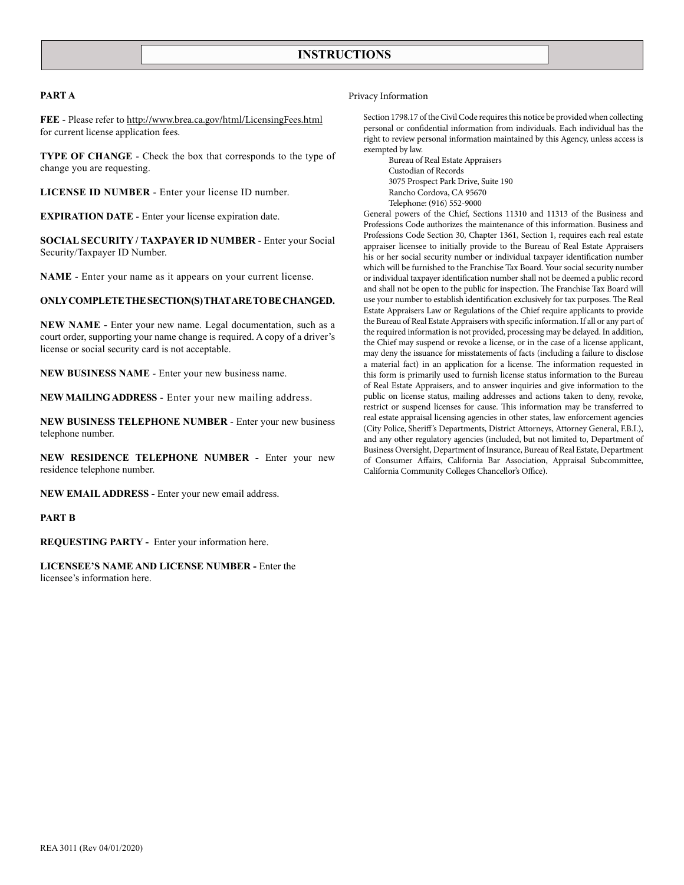# INSTRUCTIONS

**PART A**

**FEE** - Please refer to http://www.brea.ca.gov/html/LicensingFees.html for current license application fees.

**TYPE OF CHANGE** - Check the box that corresponds to the type of change you are requesting.

**LICENSE ID NUMBER** - Enter your license ID number.

**EXPIRATION DATE** - Enter your license expiration date.

**SOCIAL SECURITY / TAXPAYER ID NUMBER** - Enter your Social Security/Taxpayer ID Number.

**NAME** - Enter your name as it appears on your current license.

**ONLY COMPLETE THE SECTION(S) THAT ARE TO BE CHANGED.**

**NEW NAME -** Enter your new name. Legal documentation, such as a court order, supporting your name change is required. A copy of a driver's license or social security card is not acceptable.

**NEW BUSINESS NAME** - Enter your new business name.

**NEW MAILING ADDRESS** - Enter your new mailing address.

**NEW BUSINESS TELEPHONE NUMBER** - Enter your new business telephone number.

**NEW RESIDENCE TELEPHONE NUMBER -** Enter your new residence telephone number.

**NEW EMAIL ADDRESS -** Enter your new email address.

**PART B**

**REQUESTING PARTY -** Enter your information here.

**LICENSEE'S NAME AND LICENSE NUMBER -** Enter the licensee's information here.

Privacy Information

Section 1798.17 of the Civil Code requires this notice be provided when collecting personal or confidential information from individuals. Each individual has the right to review personal information maintained by this Agency, unless access is exempted by law.

Bureau of Real Estate Appraisers
Custodian of Records
3075 Prospect Park Drive, Suite 190
Rancho Cordova, CA 95670
Telephone: (916) 552-9000

General powers of the Chief, Sections 11310 and 11313 of the Business and Professions Code authorizes the maintenance of this information. Business and Professions Code Section 30, Chapter 1361, Section 1, requires each real estate appraiser licensee to initially provide to the Bureau of Real Estate Appraisers his or her social security number or individual taxpayer identification number which will be furnished to the Franchise Tax Board. Your social security number or individual taxpayer identification number shall not be deemed a public record and shall not be open to the public for inspection. The Franchise Tax Board will use your number to establish identification exclusively for tax purposes. The Real Estate Appraisers Law or Regulations of the Chief require applicants to provide the Bureau of Real Estate Appraisers with specific information. If all or any part of the required information is not provided, processing may be delayed. In addition, the Chief may suspend or revoke a license, or in the case of a license applicant, may deny the issuance for misstatements of facts (including a failure to disclose a material fact) in an application for a license. The information requested in this form is primarily used to furnish license status information to the Bureau of Real Estate Appraisers, and to answer inquiries and give information to the public on license status, mailing addresses and actions taken to deny, revoke, restrict or suspend licenses for cause. This information may be transferred to real estate appraisal licensing agencies in other states, law enforcement agencies (City Police, Sheriff's Departments, District Attorneys, Attorney General, F.B.I.), and any other regulatory agencies (included, but not limited to, Department of Business Oversight, Department of Insurance, Bureau of Real Estate, Department of Consumer Affairs, California Bar Association, Appraisal Subcommittee, California Community Colleges Chancellor's Office).

REA 3011 (Rev 04/01/2020)